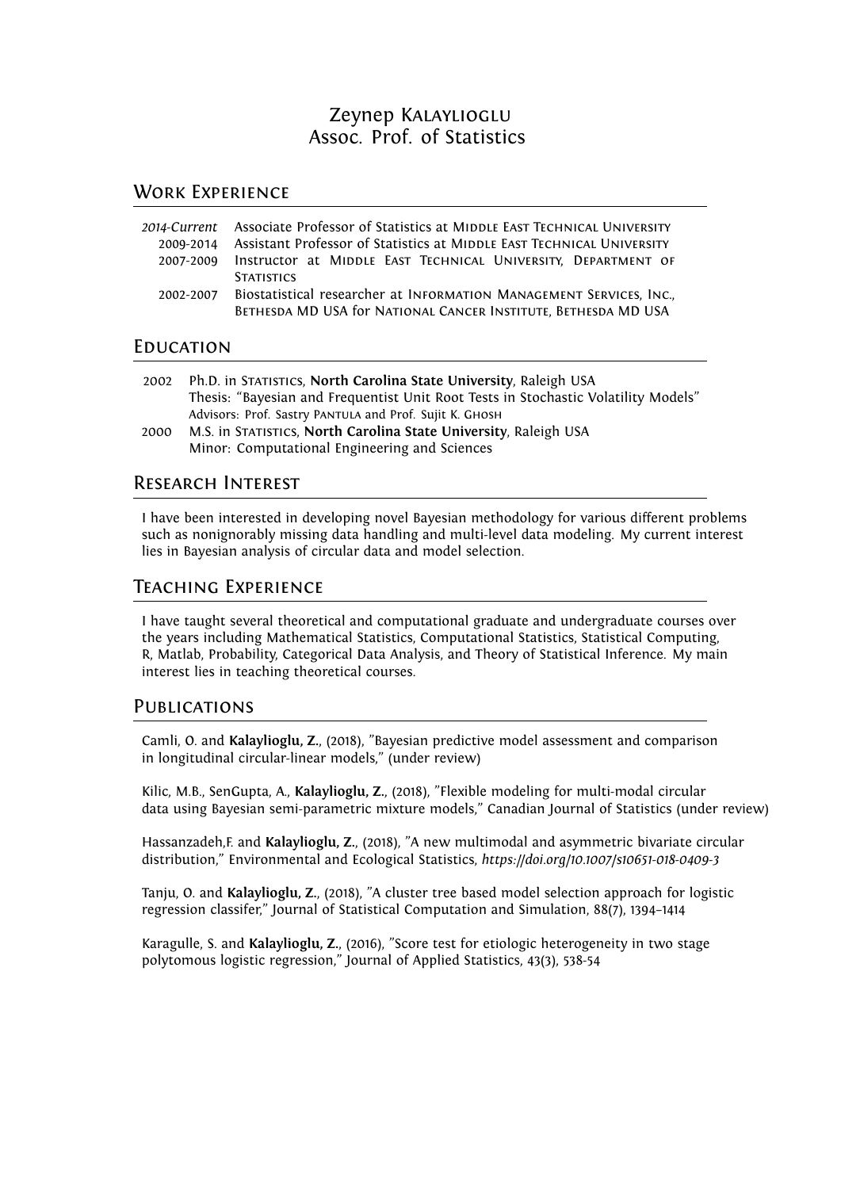# Zeynep Kalaylioglu
# Assoc. Prof. of Statistics

## Work Experience

| | |
|---|---|
| *2014-Current* | Associate Professor of Statistics at Middle East Technical University |
| 2009-2014 | Assistant Professor of Statistics at Middle East Technical University |
| 2007-2009 | Instructor at Middle East Technical University, Department of Statistics |
| 2002-2007 | Biostatistical researcher at Information Management Services, Inc., Bethesda MD USA for National Cancer Institute, Bethesda MD USA |

## Education

| | |
|---|---|
| 2002 | Ph.D. in Statistics, **North Carolina State University**, Raleigh USA<br>Thesis: "Bayesian and Frequentist Unit Root Tests in Stochastic Volatility Models"<br>Advisors: Prof. Sastry Pantula and Prof. Sujit K. Ghosh |
| 2000 | M.S. in Statistics, **North Carolina State University**, Raleigh USA<br>Minor: Computational Engineering and Sciences |

## Research Interest

I have been interested in developing novel Bayesian methodology for various different problems such as nonignorably missing data handling and multi-level data modeling. My current interest lies in Bayesian analysis of circular data and model selection.

## Teaching Experience

I have taught several theoretical and computational graduate and undergraduate courses over the years including Mathematical Statistics, Computational Statistics, Statistical Computing, R, Matlab, Probability, Categorical Data Analysis, and Theory of Statistical Inference. My main interest lies in teaching theoretical courses.

## Publications

Camli, O. and **Kalaylioglu, Z.**, (2018), "Bayesian predictive model assessment and comparison in longitudinal circular-linear models," (under review)

Kilic, M.B., SenGupta, A., **Kalaylioglu, Z.**, (2018), "Flexible modeling for multi-modal circular data using Bayesian semi-parametric mixture models," Canadian Journal of Statistics (under review)

Hassanzadeh,F. and **Kalaylioglu, Z.**, (2018), "A new multimodal and asymmetric bivariate circular distribution," Environmental and Ecological Statistics, *https://doi.org/10.1007/s10651-018-0409-3*

Tanju, O. and **Kalaylioglu, Z.**, (2018), "A cluster tree based model selection approach for logistic regression classifer," Journal of Statistical Computation and Simulation, 88(7), 1394–1414

Karagulle, S. and **Kalaylioglu, Z.**, (2016), "Score test for etiologic heterogeneity in two stage polytomous logistic regression," Journal of Applied Statistics, 43(3), 538-54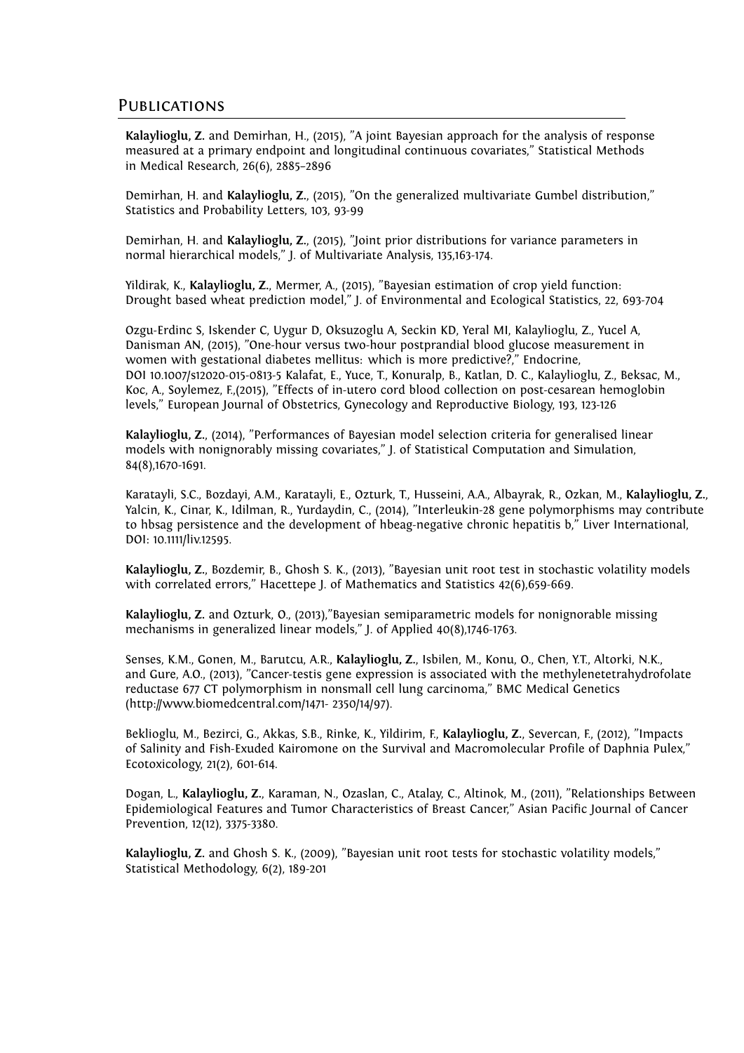## Publications

**Kalaylioglu, Z.** and Demirhan, H., (2015), "A joint Bayesian approach for the analysis of response measured at a primary endpoint and longitudinal continuous covariates," Statistical Methods in Medical Research, 26(6), 2885–2896

Demirhan, H. and **Kalaylioglu, Z.**, (2015), "On the generalized multivariate Gumbel distribution," Statistics and Probability Letters, 103, 93-99

Demirhan, H. and **Kalaylioglu, Z.**, (2015), "Joint prior distributions for variance parameters in normal hierarchical models," J. of Multivariate Analysis, 135,163-174.

Yildirak, K., **Kalaylioglu, Z.**, Mermer, A., (2015), "Bayesian estimation of crop yield function: Drought based wheat prediction model," J. of Environmental and Ecological Statistics, 22, 693-704

Ozgu-Erdinc S, Iskender C, Uygur D, Oksuzoglu A, Seckin KD, Yeral MI, Kalaylioglu, Z., Yucel A, Danisman AN, (2015), "One-hour versus two-hour postprandial blood glucose measurement in women with gestational diabetes mellitus: which is more predictive?," Endocrine, DOI 10.1007/s12020-015-0813-5 Kalafat, E., Yuce, T., Konuralp, B., Katlan, D. C., Kalaylioglu, Z., Beksac, M., Koc, A., Soylemez, F.,(2015), "Effects of in-utero cord blood collection on post-cesarean hemoglobin levels," European Journal of Obstetrics, Gynecology and Reproductive Biology, 193, 123-126

**Kalaylioglu, Z.**, (2014), "Performances of Bayesian model selection criteria for generalised linear models with nonignorably missing covariates," J. of Statistical Computation and Simulation, 84(8),1670-1691.

Karatayli, S.C., Bozdayi, A.M., Karatayli, E., Ozturk, T., Husseini, A.A., Albayrak, R., Ozkan, M., **Kalaylioglu, Z.**, Yalcin, K., Cinar, K., Idilman, R., Yurdaydin, C., (2014), "Interleukin-28 gene polymorphisms may contribute to hbsag persistence and the development of hbeag-negative chronic hepatitis b," Liver International, DOI: 10.1111/liv.12595.

**Kalaylioglu, Z.**, Bozdemir, B., Ghosh S. K., (2013), "Bayesian unit root test in stochastic volatility models with correlated errors," Hacettepe J. of Mathematics and Statistics 42(6),659-669.

**Kalaylioglu, Z.** and Ozturk, O., (2013),"Bayesian semiparametric models for nonignorable missing mechanisms in generalized linear models," J. of Applied 40(8),1746-1763.

Senses, K.M., Gonen, M., Barutcu, A.R., **Kalaylioglu, Z.**, Isbilen, M., Konu, O., Chen, Y.T., Altorki, N.K., and Gure, A.O., (2013), "Cancer-testis gene expression is associated with the methylenetetrahydrofolate reductase 677 CT polymorphism in nonsmall cell lung carcinoma," BMC Medical Genetics (http://www.biomedcentral.com/1471- 2350/14/97).

Beklioglu, M., Bezirci, G., Akkas, S.B., Rinke, K., Yildirim, F., **Kalaylioglu, Z.**, Severcan, F., (2012), "Impacts of Salinity and Fish-Exuded Kairomone on the Survival and Macromolecular Profile of Daphnia Pulex," Ecotoxicology, 21(2), 601-614.

Dogan, L., **Kalaylioglu, Z.**, Karaman, N., Ozaslan, C., Atalay, C., Altinok, M., (2011), "Relationships Between Epidemiological Features and Tumor Characteristics of Breast Cancer," Asian Pacific Journal of Cancer Prevention, 12(12), 3375-3380.

**Kalaylioglu, Z.** and Ghosh S. K., (2009), "Bayesian unit root tests for stochastic volatility models," Statistical Methodology, 6(2), 189-201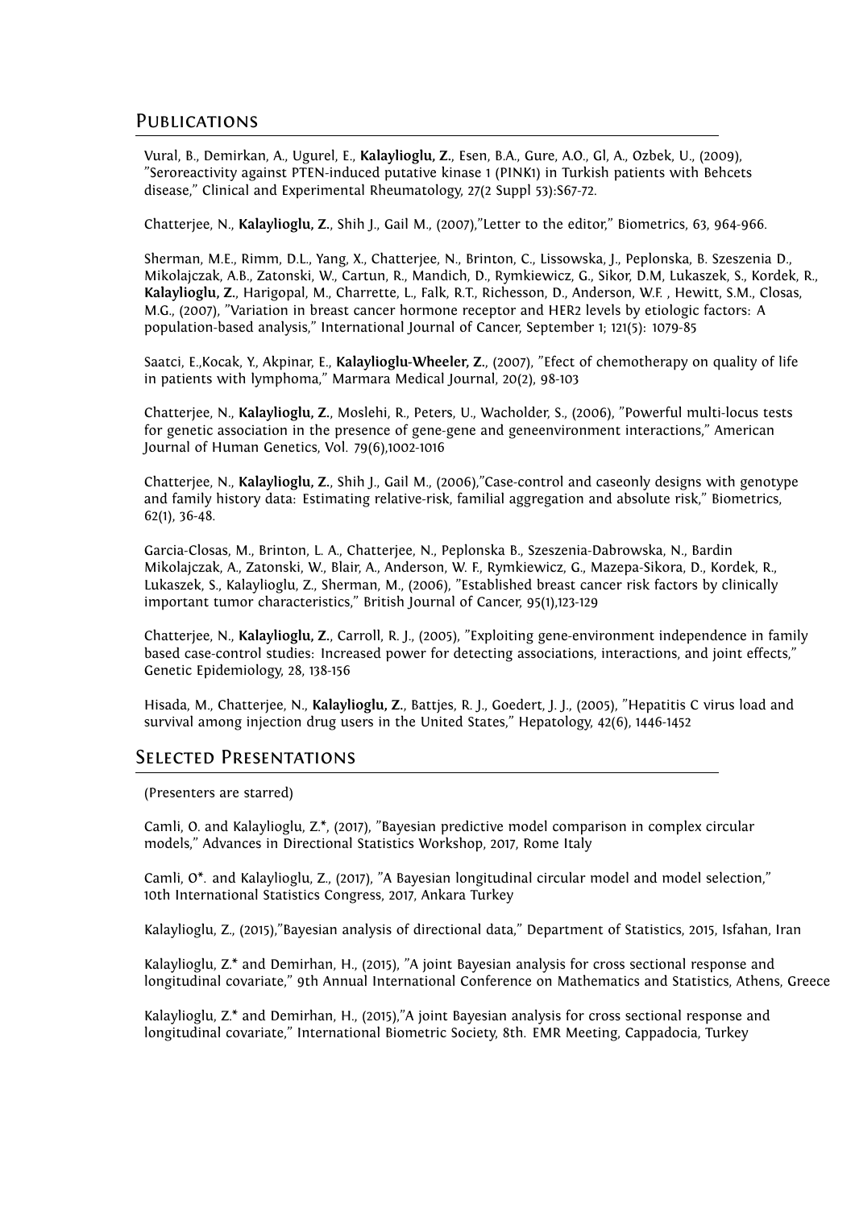## Publications

Vural, B., Demirkan, A., Ugurel, E., **Kalaylioglu, Z.**, Esen, B.A., Gure, A.O., Gl, A., Ozbek, U., (2009), "Seroreactivity against PTEN-induced putative kinase 1 (PINK1) in Turkish patients with Behcets disease," Clinical and Experimental Rheumatology, 27(2 Suppl 53):S67-72.

Chatterjee, N., **Kalaylioglu, Z.**, Shih J., Gail M., (2007),"Letter to the editor," Biometrics, 63, 964-966.

Sherman, M.E., Rimm, D.L., Yang, X., Chatterjee, N., Brinton, C., Lissowska, J., Peplonska, B. Szeszenia D., Mikolajczak, A.B., Zatonski, W., Cartun, R., Mandich, D., Rymkiewicz, G., Sikor, D.M, Lukaszek, S., Kordek, R., **Kalaylioglu, Z.**, Harigopal, M., Charrette, L., Falk, R.T., Richesson, D., Anderson, W.F. , Hewitt, S.M., Closas, M.G., (2007), "Variation in breast cancer hormone receptor and HER2 levels by etiologic factors: A population-based analysis," International Journal of Cancer, September 1; 121(5): 1079-85

Saatci, E.,Kocak, Y., Akpinar, E., **Kalaylioglu-Wheeler, Z.**, (2007), "Efect of chemotherapy on quality of life in patients with lymphoma," Marmara Medical Journal, 20(2), 98-103

Chatterjee, N., **Kalaylioglu, Z.**, Moslehi, R., Peters, U., Wacholder, S., (2006), "Powerful multi-locus tests for genetic association in the presence of gene-gene and geneenvironment interactions," American Journal of Human Genetics, Vol. 79(6),1002-1016

Chatterjee, N., **Kalaylioglu, Z.**, Shih J., Gail M., (2006),"Case-control and caseonly designs with genotype and family history data: Estimating relative-risk, familial aggregation and absolute risk," Biometrics, 62(1), 36-48.

Garcia-Closas, M., Brinton, L. A., Chatterjee, N., Peplonska B., Szeszenia-Dabrowska, N., Bardin Mikolajczak, A., Zatonski, W., Blair, A., Anderson, W. F., Rymkiewicz, G., Mazepa-Sikora, D., Kordek, R., Lukaszek, S., Kalaylioglu, Z., Sherman, M., (2006), "Established breast cancer risk factors by clinically important tumor characteristics," British Journal of Cancer, 95(1),123-129

Chatterjee, N., **Kalaylioglu, Z.**, Carroll, R. J., (2005), "Exploiting gene-environment independence in family based case-control studies: Increased power for detecting associations, interactions, and joint effects," Genetic Epidemiology, 28, 138-156

Hisada, M., Chatterjee, N., **Kalaylioglu, Z.**, Battjes, R. J., Goedert, J. J., (2005), "Hepatitis C virus load and survival among injection drug users in the United States," Hepatology, 42(6), 1446-1452

## Selected Presentations

(Presenters are starred)

Camli, O. and Kalaylioglu, Z.*, (2017), "Bayesian predictive model comparison in complex circular models," Advances in Directional Statistics Workshop, 2017, Rome Italy

Camli, O*. and Kalaylioglu, Z., (2017), "A Bayesian longitudinal circular model and model selection," 10th International Statistics Congress, 2017, Ankara Turkey

Kalaylioglu, Z., (2015),"Bayesian analysis of directional data," Department of Statistics, 2015, Isfahan, Iran

Kalaylioglu, Z.* and Demirhan, H., (2015), "A joint Bayesian analysis for cross sectional response and longitudinal covariate," 9th Annual International Conference on Mathematics and Statistics, Athens, Greece

Kalaylioglu, Z.* and Demirhan, H., (2015),"A joint Bayesian analysis for cross sectional response and longitudinal covariate," International Biometric Society, 8th. EMR Meeting, Cappadocia, Turkey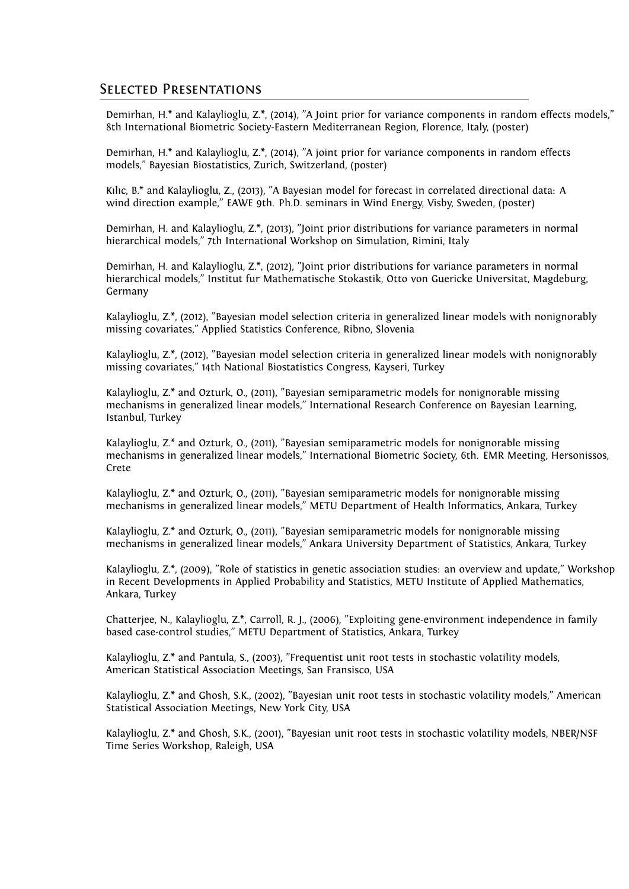## Selected Presentations

Demirhan, H.* and Kalaylioglu, Z.*, (2014), "A Joint prior for variance components in random effects models," 8th International Biometric Society-Eastern Mediterranean Region, Florence, Italy, (poster)

Demirhan, H.* and Kalaylioglu, Z.*, (2014), "A joint prior for variance components in random effects models," Bayesian Biostatistics, Zurich, Switzerland, (poster)

Kılıc, B.* and Kalaylioglu, Z., (2013), "A Bayesian model for forecast in correlated directional data: A wind direction example," EAWE 9th. Ph.D. seminars in Wind Energy, Visby, Sweden, (poster)

Demirhan, H. and Kalaylioglu, Z.*, (2013), "Joint prior distributions for variance parameters in normal hierarchical models," 7th International Workshop on Simulation, Rimini, Italy

Demirhan, H. and Kalaylioglu, Z.*, (2012), "Joint prior distributions for variance parameters in normal hierarchical models," Institut fur Mathematische Stokastik, Otto von Guericke Universitat, Magdeburg, Germany

Kalaylioglu, Z.*, (2012), "Bayesian model selection criteria in generalized linear models with nonignorably missing covariates," Applied Statistics Conference, Ribno, Slovenia

Kalaylioglu, Z.*, (2012), "Bayesian model selection criteria in generalized linear models with nonignorably missing covariates," 14th National Biostatistics Congress, Kayseri, Turkey

Kalaylioglu, Z.* and Ozturk, O., (2011), "Bayesian semiparametric models for nonignorable missing mechanisms in generalized linear models," International Research Conference on Bayesian Learning, Istanbul, Turkey

Kalaylioglu, Z.* and Ozturk, O., (2011), "Bayesian semiparametric models for nonignorable missing mechanisms in generalized linear models," International Biometric Society, 6th. EMR Meeting, Hersonissos, Crete

Kalaylioglu, Z.* and Ozturk, O., (2011), "Bayesian semiparametric models for nonignorable missing mechanisms in generalized linear models," METU Department of Health Informatics, Ankara, Turkey

Kalaylioglu, Z.* and Ozturk, O., (2011), "Bayesian semiparametric models for nonignorable missing mechanisms in generalized linear models," Ankara University Department of Statistics, Ankara, Turkey

Kalaylioglu, Z.*, (2009), "Role of statistics in genetic association studies: an overview and update," Workshop in Recent Developments in Applied Probability and Statistics, METU Institute of Applied Mathematics, Ankara, Turkey

Chatterjee, N., Kalaylioglu, Z.*, Carroll, R. J., (2006), "Exploiting gene-environment independence in family based case-control studies," METU Department of Statistics, Ankara, Turkey

Kalaylioglu, Z.* and Pantula, S., (2003), "Frequentist unit root tests in stochastic volatility models, American Statistical Association Meetings, San Fransisco, USA

Kalaylioglu, Z.* and Ghosh, S.K., (2002), "Bayesian unit root tests in stochastic volatility models," American Statistical Association Meetings, New York City, USA

Kalaylioglu, Z.* and Ghosh, S.K., (2001), "Bayesian unit root tests in stochastic volatility models, NBER/NSF Time Series Workshop, Raleigh, USA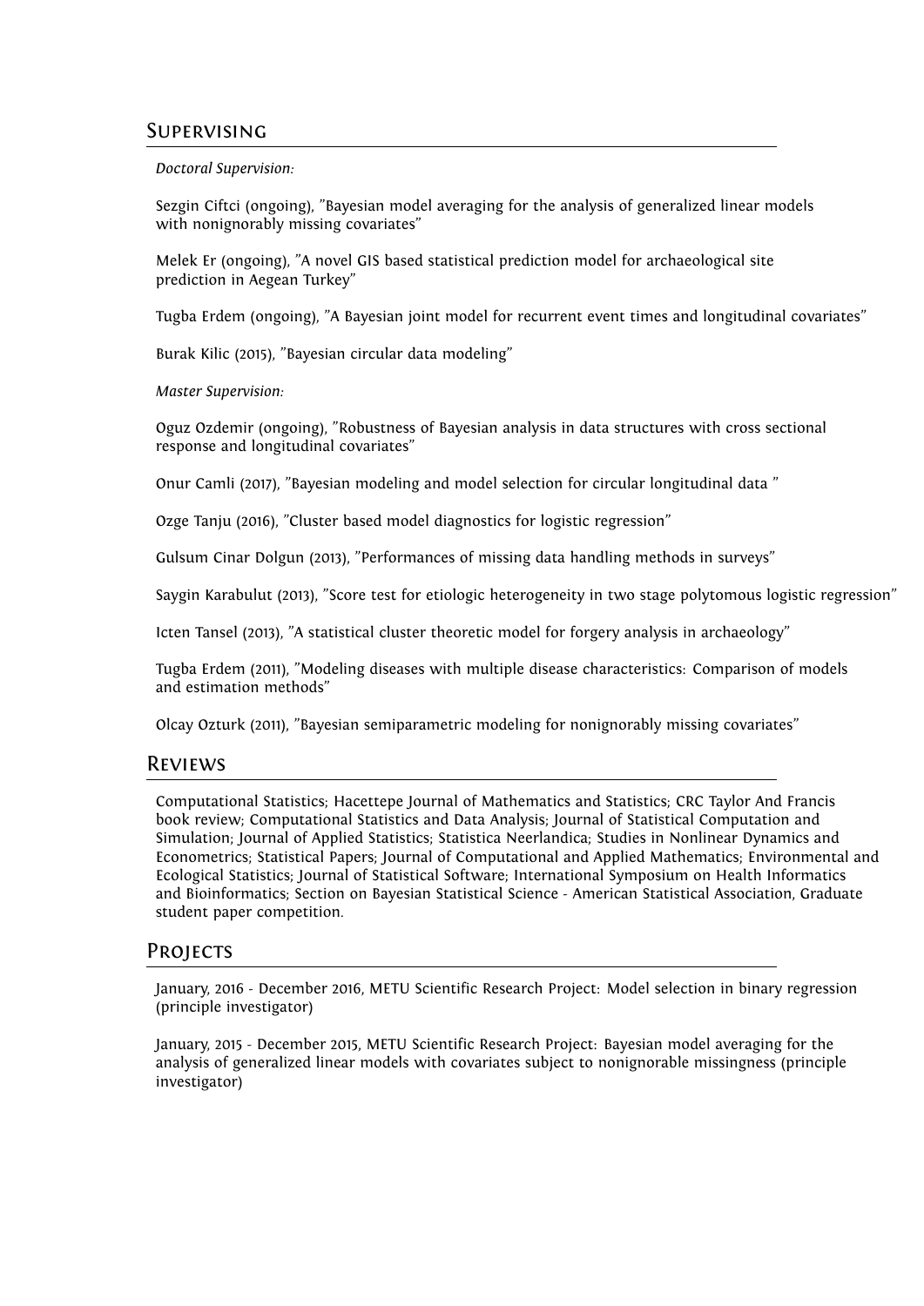## Supervising

*Doctoral Supervision:*

Sezgin Ciftci (ongoing), "Bayesian model averaging for the analysis of generalized linear models with nonignorably missing covariates"

Melek Er (ongoing), "A novel GIS based statistical prediction model for archaeological site prediction in Aegean Turkey"

Tugba Erdem (ongoing), "A Bayesian joint model for recurrent event times and longitudinal covariates"

Burak Kilic (2015), "Bayesian circular data modeling"

*Master Supervision:*

Oguz Ozdemir (ongoing), "Robustness of Bayesian analysis in data structures with cross sectional response and longitudinal covariates"

Onur Camli (2017), "Bayesian modeling and model selection for circular longitudinal data "

Ozge Tanju (2016), "Cluster based model diagnostics for logistic regression"

Gulsum Cinar Dolgun (2013), "Performances of missing data handling methods in surveys"

Saygin Karabulut (2013), "Score test for etiologic heterogeneity in two stage polytomous logistic regression"

Icten Tansel (2013), "A statistical cluster theoretic model for forgery analysis in archaeology"

Tugba Erdem (2011), "Modeling diseases with multiple disease characteristics: Comparison of models and estimation methods"

Olcay Ozturk (2011), "Bayesian semiparametric modeling for nonignorably missing covariates"

## Reviews

Computational Statistics; Hacettepe Journal of Mathematics and Statistics; CRC Taylor And Francis book review; Computational Statistics and Data Analysis; Journal of Statistical Computation and Simulation; Journal of Applied Statistics; Statistica Neerlandica; Studies in Nonlinear Dynamics and Econometrics; Statistical Papers; Journal of Computational and Applied Mathematics; Environmental and Ecological Statistics; Journal of Statistical Software; International Symposium on Health Informatics and Bioinformatics; Section on Bayesian Statistical Science - American Statistical Association, Graduate student paper competition.

## Projects

January, 2016 - December 2016, METU Scientific Research Project: Model selection in binary regression (principle investigator)

January, 2015 - December 2015, METU Scientific Research Project: Bayesian model averaging for the analysis of generalized linear models with covariates subject to nonignorable missingness (principle investigator)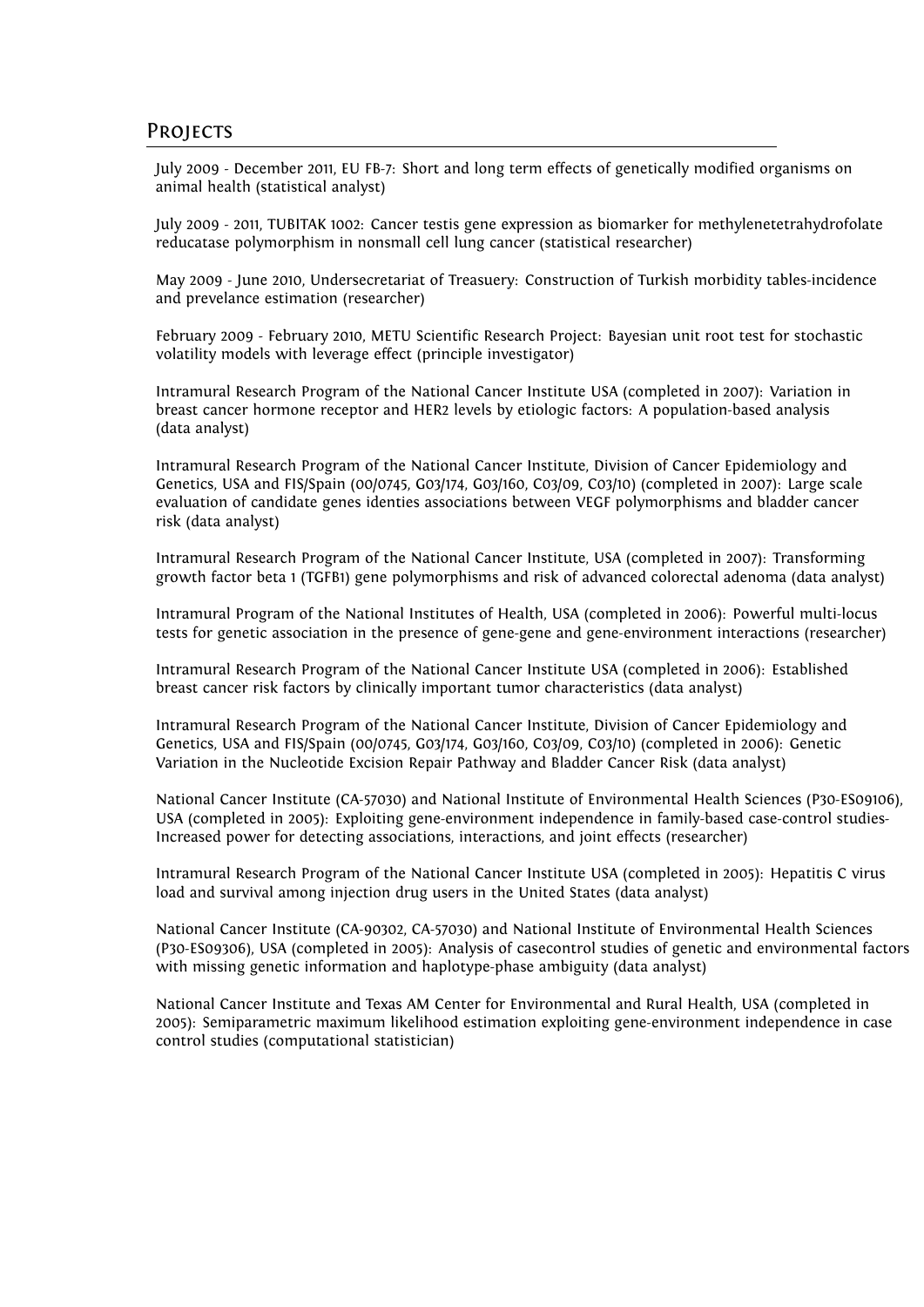## Projects

July 2009 - December 2011, EU FB-7: Short and long term effects of genetically modified organisms on animal health (statistical analyst)

July 2009 - 2011, TUBITAK 1002: Cancer testis gene expression as biomarker for methylenetetrahydrofolate reducatase polymorphism in nonsmall cell lung cancer (statistical researcher)

May 2009 - June 2010, Undersecretariat of Treasuery: Construction of Turkish morbidity tables-incidence and prevelance estimation (researcher)

February 2009 - February 2010, METU Scientific Research Project: Bayesian unit root test for stochastic volatility models with leverage effect (principle investigator)

Intramural Research Program of the National Cancer Institute USA (completed in 2007): Variation in breast cancer hormone receptor and HER2 levels by etiologic factors: A population-based analysis (data analyst)

Intramural Research Program of the National Cancer Institute, Division of Cancer Epidemiology and Genetics, USA and FIS/Spain (00/0745, G03/174, G03/160, C03/09, C03/10) (completed in 2007): Large scale evaluation of candidate genes identies associations between VEGF polymorphisms and bladder cancer risk (data analyst)

Intramural Research Program of the National Cancer Institute, USA (completed in 2007): Transforming growth factor beta 1 (TGFB1) gene polymorphisms and risk of advanced colorectal adenoma (data analyst)

Intramural Program of the National Institutes of Health, USA (completed in 2006): Powerful multi-locus tests for genetic association in the presence of gene-gene and gene-environment interactions (researcher)

Intramural Research Program of the National Cancer Institute USA (completed in 2006): Established breast cancer risk factors by clinically important tumor characteristics (data analyst)

Intramural Research Program of the National Cancer Institute, Division of Cancer Epidemiology and Genetics, USA and FIS/Spain (00/0745, G03/174, G03/160, C03/09, C03/10) (completed in 2006): Genetic Variation in the Nucleotide Excision Repair Pathway and Bladder Cancer Risk (data analyst)

National Cancer Institute (CA-57030) and National Institute of Environmental Health Sciences (P30-ES09106), USA (completed in 2005): Exploiting gene-environment independence in family-based case-control studies-Increased power for detecting associations, interactions, and joint effects (researcher)

Intramural Research Program of the National Cancer Institute USA (completed in 2005): Hepatitis C virus load and survival among injection drug users in the United States (data analyst)

National Cancer Institute (CA-90302, CA-57030) and National Institute of Environmental Health Sciences (P30-ES09306), USA (completed in 2005): Analysis of casecontrol studies of genetic and environmental factors with missing genetic information and haplotype-phase ambiguity (data analyst)

National Cancer Institute and Texas AM Center for Environmental and Rural Health, USA (completed in 2005): Semiparametric maximum likelihood estimation exploiting gene-environment independence in case control studies (computational statistician)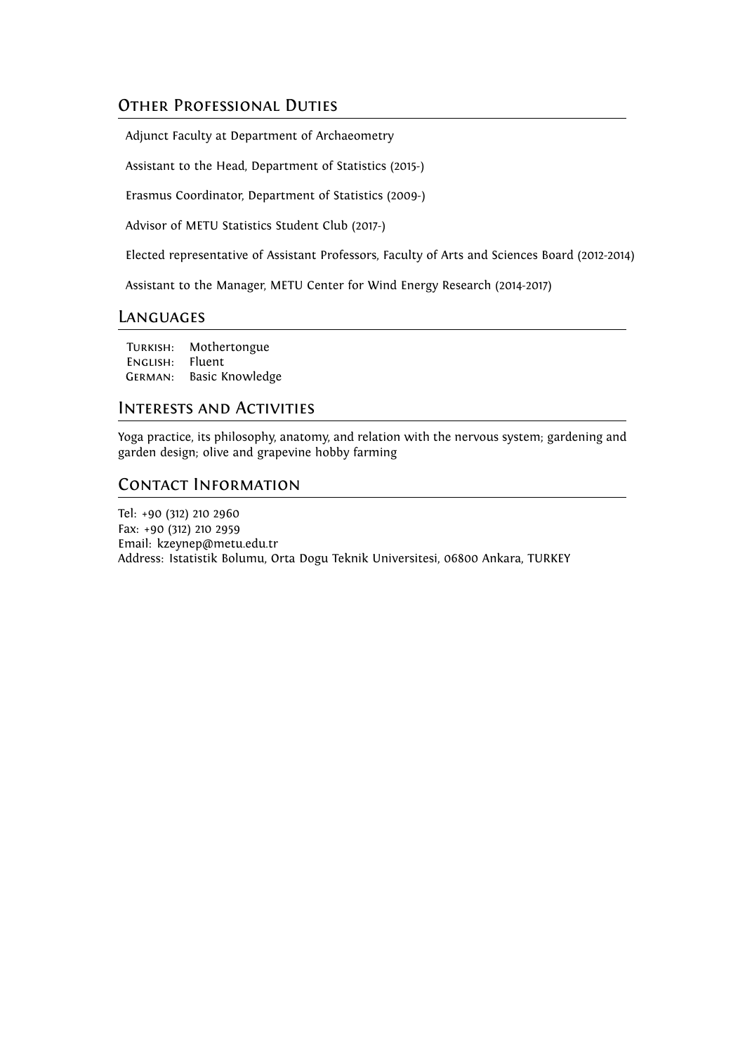## Other Professional Duties

Adjunct Faculty at Department of Archaeometry

Assistant to the Head, Department of Statistics (2015-)

Erasmus Coordinator, Department of Statistics (2009-)

Advisor of METU Statistics Student Club (2017-)

Elected representative of Assistant Professors, Faculty of Arts and Sciences Board (2012-2014)

Assistant to the Manager, METU Center for Wind Energy Research (2014-2017)

## Languages

| | |
|---|---|
| Turkish: | Mothertongue |
| English: | Fluent |
| German: | Basic Knowledge |

## Interests and Activities

Yoga practice, its philosophy, anatomy, and relation with the nervous system; gardening and garden design; olive and grapevine hobby farming

## Contact Information

Tel: +90 (312) 210 2960
Fax: +90 (312) 210 2959
Email: kzeynep@metu.edu.tr
Address: Istatistik Bolumu, Orta Dogu Teknik Universitesi, 06800 Ankara, TURKEY